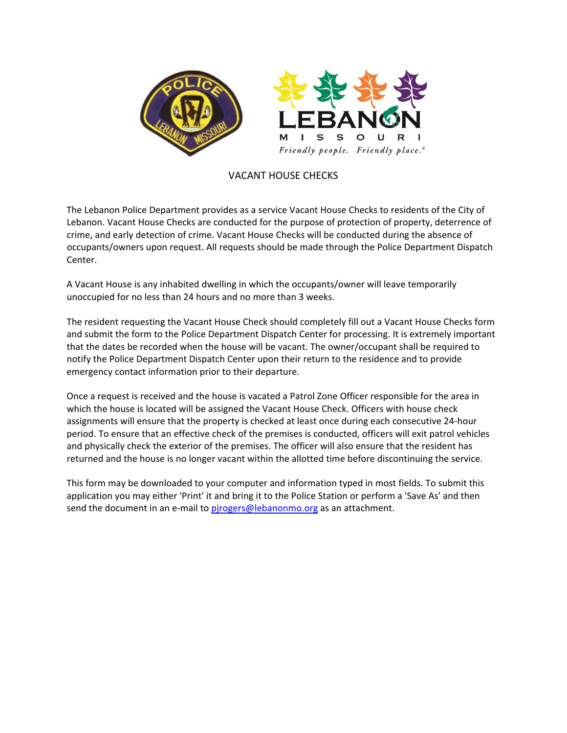# VACANT HOUSE CHECKS

The Lebanon Police Department provides as a service Vacant House Checks to residents of the City of Lebanon. Vacant House Checks are conducted for the purpose of protection of property, deterrence of crime, and early detection of crime. Vacant House Checks will be conducted during the absence of occupants/owners upon request. All requests should be made through the Police Department Dispatch Center.

A Vacant House is any inhabited dwelling in which the occupants/owner will leave temporarily unoccupied for no less than 24 hours and no more than 3 weeks.

The resident requesting the Vacant House Check should completely fill out a Vacant House Checks form and submit the form to the Police Department Dispatch Center for processing. It is extremely important that the dates be recorded when the house will be vacant. The owner/occupant shall be required to notify the Police Department Dispatch Center upon their return to the residence and to provide emergency contact information prior to their departure.

Once a request is received and the house is vacated a Patrol Zone Officer responsible for the area in which the house is located will be assigned the Vacant House Check. Officers with house check assignments will ensure that the property is checked at least once during each consecutive 24-hour period. To ensure that an effective check of the premises is conducted, officers will exit patrol vehicles and physically check the exterior of the premises. The officer will also ensure that the resident has returned and the house is no longer vacant within the allotted time before discontinuing the service.

This form may be downloaded to your computer and information typed in most fields. To submit this application you may either 'Print' it and bring it to the Police Station or perform a 'Save As' and then send the document in an e-mail to pjrogers@lebanonmo.org as an attachment.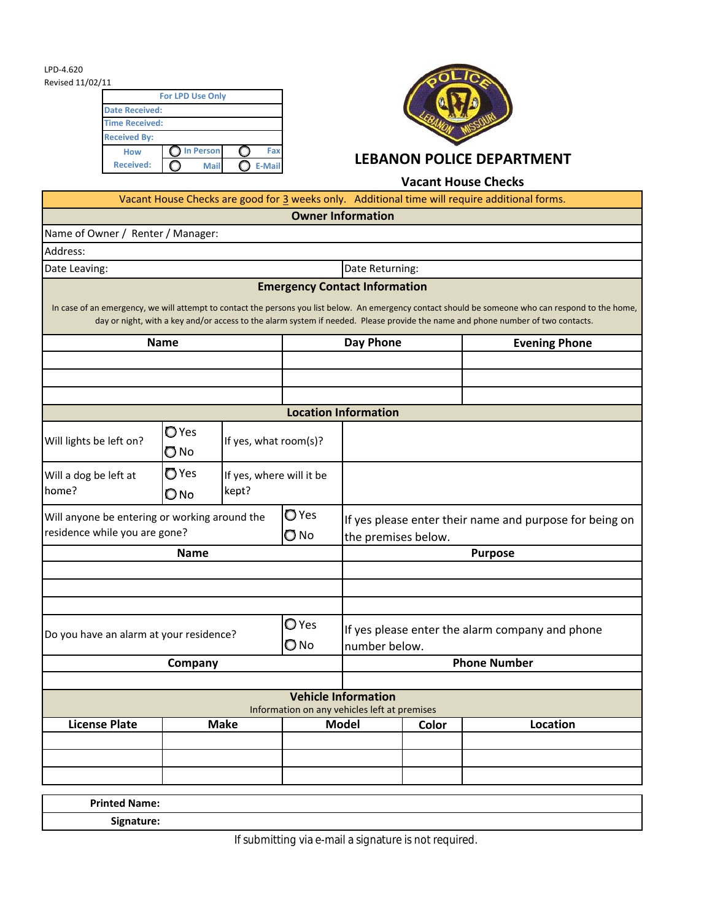LPD-4.620
Revised 11/02/11

| For LPD Use Only | | | |
|---|---|---|---|
| Date Received: | | | |
| Time Received: | | | |
| Received By: | | | |
| How Received: | ◯ In Person | ◯ Fax | |
| | ◯ Mail | ◯ E-Mail | |

## LEBANON POLICE DEPARTMENT

### Vacant House Checks

Vacant House Checks are good for 3 weeks only. Additional time will require additional forms.

### Owner Information

| | |
|---|---|
| Name of Owner / Renter / Manager: | |
| Address: | |
| Date Leaving: | Date Returning: |

### Emergency Contact Information

In case of an emergency, we will attempt to contact the persons you list below. An emergency contact should be someone who can respond to the home, day or night, with a key and/or access to the alarm system if needed. Please provide the name and phone number of two contacts.

| Name | Day Phone | Evening Phone |
|---|---|---|
| | | |
| | | |
| | | |

### Location Information

| | | | |
|---|---|---|---|
| Will lights be left on? | ◯ Yes ◯ No | If yes, what room(s)? | |
| Will a dog be left at home? | ◯ Yes ◯ No | If yes, where will it be kept? | |

Will anyone be entering or working around the residence while you are gone? ◯ Yes ◯ No — If yes please enter their name and purpose for being on the premises below.

| Name | Purpose |
|---|---|
| | |
| | |
| | |

Do you have an alarm at your residence? ◯ Yes ◯ No — If yes please enter the alarm company and phone number below.

| Company | Phone Number |
|---|---|
| | |

### Vehicle Information

Information on any vehicles left at premises

| License Plate | Make | Model | Color | Location |
|---|---|---|---|---|
| | | | | |
| | | | | |
| | | | | |

| | |
|---|---|
| Printed Name: | |
| Signature: | |

If submitting via e-mail a signature is not required.